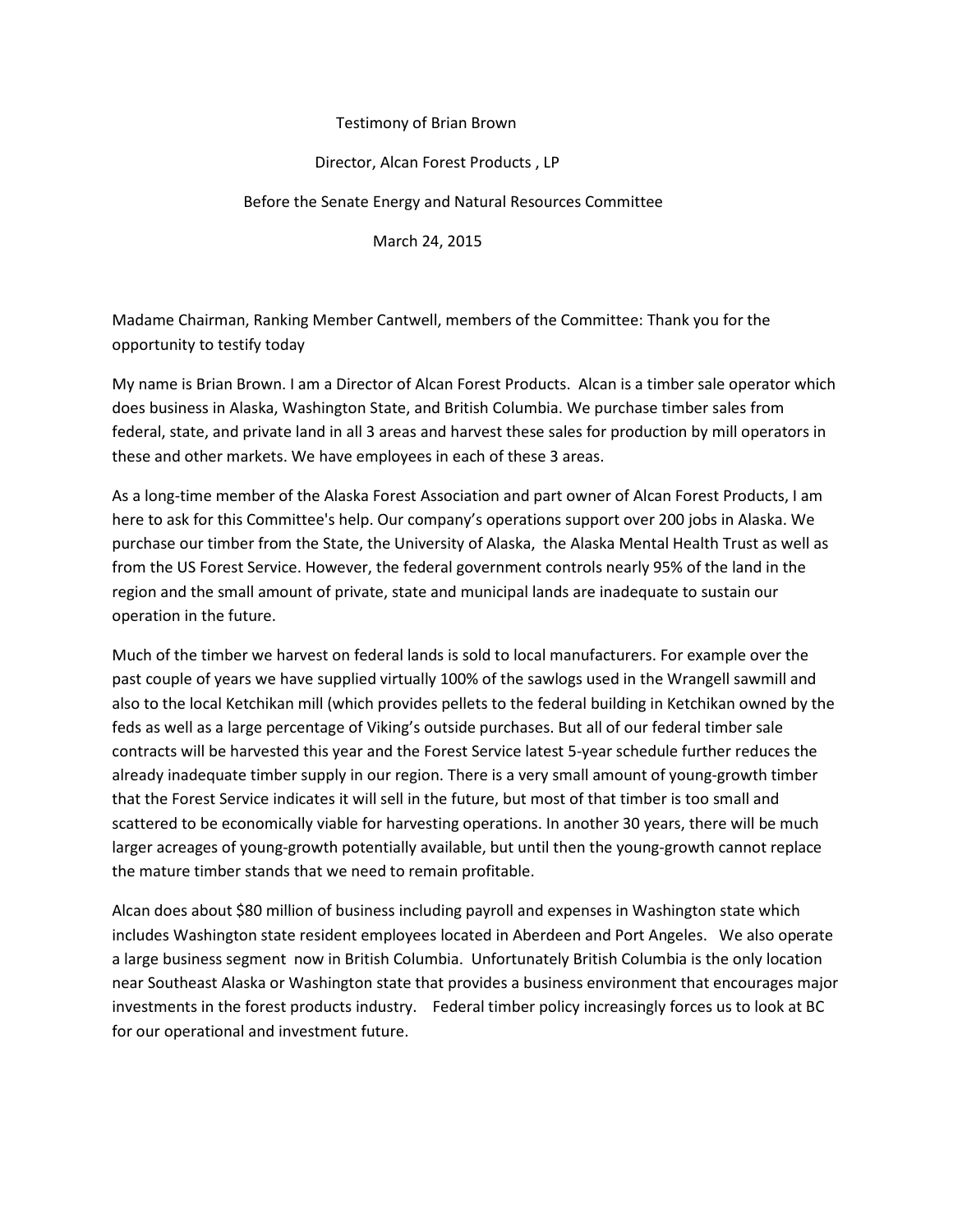Testimony of Brian Brown

Director, Alcan Forest Products , LP

Before the Senate Energy and Natural Resources Committee

March 24, 2015

Madame Chairman, Ranking Member Cantwell, members of the Committee: Thank you for the opportunity to testify today

My name is Brian Brown. I am a Director of Alcan Forest Products. Alcan is a timber sale operator which does business in Alaska, Washington State, and British Columbia. We purchase timber sales from federal, state, and private land in all 3 areas and harvest these sales for production by mill operators in these and other markets. We have employees in each of these 3 areas.

As a long-time member of the Alaska Forest Association and part owner of Alcan Forest Products, I am here to ask for this Committee's help. Our company's operations support over 200 jobs in Alaska. We purchase our timber from the State, the University of Alaska, the Alaska Mental Health Trust as well as from the US Forest Service. However, the federal government controls nearly 95% of the land in the region and the small amount of private, state and municipal lands are inadequate to sustain our operation in the future.

Much of the timber we harvest on federal lands is sold to local manufacturers. For example over the past couple of years we have supplied virtually 100% of the sawlogs used in the Wrangell sawmill and also to the local Ketchikan mill (which provides pellets to the federal building in Ketchikan owned by the feds as well as a large percentage of Viking's outside purchases. But all of our federal timber sale contracts will be harvested this year and the Forest Service latest 5-year schedule further reduces the already inadequate timber supply in our region. There is a very small amount of young-growth timber that the Forest Service indicates it will sell in the future, but most of that timber is too small and scattered to be economically viable for harvesting operations. In another 30 years, there will be much larger acreages of young-growth potentially available, but until then the young-growth cannot replace the mature timber stands that we need to remain profitable.

Alcan does about $80 million of business including payroll and expenses in Washington state which includes Washington state resident employees located in Aberdeen and Port Angeles. We also operate a large business segment now in British Columbia. Unfortunately British Columbia is the only location near Southeast Alaska or Washington state that provides a business environment that encourages major investments in the forest products industry. Federal timber policy increasingly forces us to look at BC for our operational and investment future.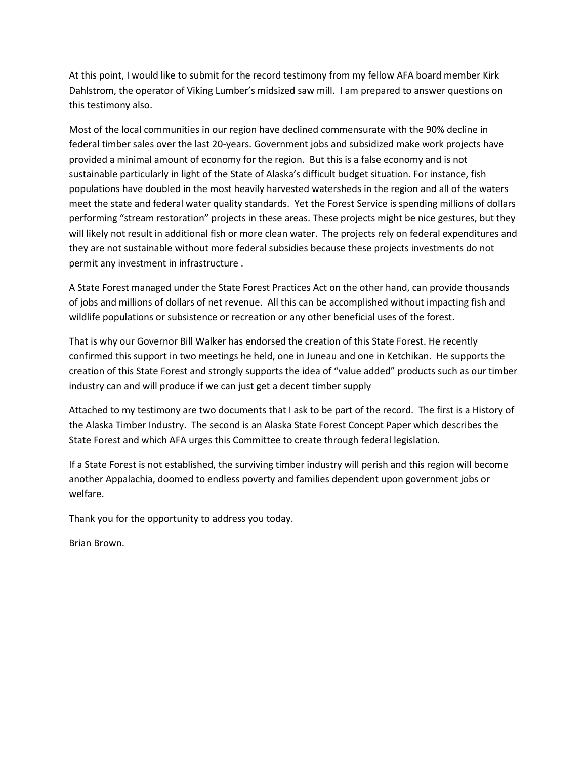At this point, I would like to submit for the record testimony from my fellow AFA board member Kirk Dahlstrom, the operator of Viking Lumber's midsized saw mill. I am prepared to answer questions on this testimony also.

Most of the local communities in our region have declined commensurate with the 90% decline in federal timber sales over the last 20-years. Government jobs and subsidized make work projects have provided a minimal amount of economy for the region. But this is a false economy and is not sustainable particularly in light of the State of Alaska's difficult budget situation. For instance, fish populations have doubled in the most heavily harvested watersheds in the region and all of the waters meet the state and federal water quality standards. Yet the Forest Service is spending millions of dollars performing "stream restoration" projects in these areas. These projects might be nice gestures, but they will likely not result in additional fish or more clean water. The projects rely on federal expenditures and they are not sustainable without more federal subsidies because these projects investments do not permit any investment in infrastructure .

A State Forest managed under the State Forest Practices Act on the other hand, can provide thousands of jobs and millions of dollars of net revenue. All this can be accomplished without impacting fish and wildlife populations or subsistence or recreation or any other beneficial uses of the forest.

That is why our Governor Bill Walker has endorsed the creation of this State Forest. He recently confirmed this support in two meetings he held, one in Juneau and one in Ketchikan. He supports the creation of this State Forest and strongly supports the idea of "value added" products such as our timber industry can and will produce if we can just get a decent timber supply

Attached to my testimony are two documents that I ask to be part of the record. The first is a History of the Alaska Timber Industry. The second is an Alaska State Forest Concept Paper which describes the State Forest and which AFA urges this Committee to create through federal legislation.

If a State Forest is not established, the surviving timber industry will perish and this region will become another Appalachia, doomed to endless poverty and families dependent upon government jobs or welfare.

Thank you for the opportunity to address you today.

Brian Brown.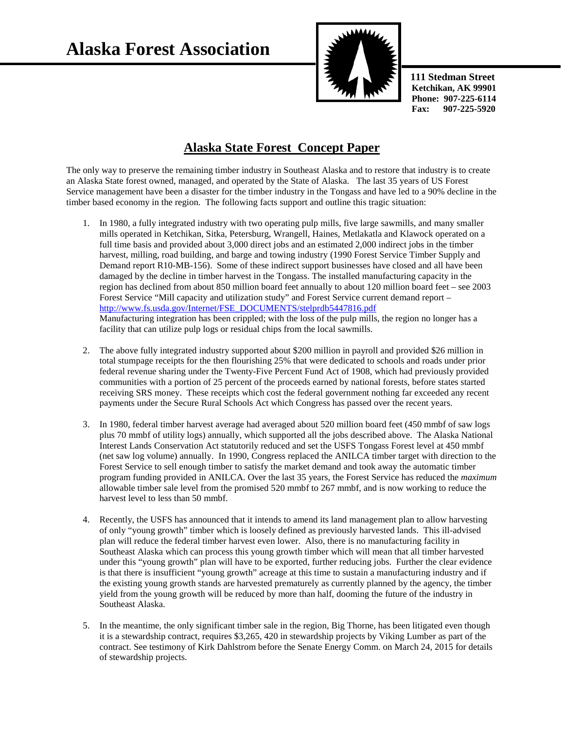# Alaska Forest Association

**111 Stedman Street**
**Ketchikan, AK 99901**
**Phone: 907-225-6114**
**Fax: 907-225-5920**

## Alaska State Forest Concept Paper

The only way to preserve the remaining timber industry in Southeast Alaska and to restore that industry is to create an Alaska State forest owned, managed, and operated by the State of Alaska. The last 35 years of US Forest Service management have been a disaster for the timber industry in the Tongass and have led to a 90% decline in the timber based economy in the region. The following facts support and outline this tragic situation:

1. In 1980, a fully integrated industry with two operating pulp mills, five large sawmills, and many smaller mills operated in Ketchikan, Sitka, Petersburg, Wrangell, Haines, Metlakatla and Klawock operated on a full time basis and provided about 3,000 direct jobs and an estimated 2,000 indirect jobs in the timber harvest, milling, road building, and barge and towing industry (1990 Forest Service Timber Supply and Demand report R10-MB-156). Some of these indirect support businesses have closed and all have been damaged by the decline in timber harvest in the Tongass. The installed manufacturing capacity in the region has declined from about 850 million board feet annually to about 120 million board feet – see 2003 Forest Service "Mill capacity and utilization study" and Forest Service current demand report – [http://www.fs.usda.gov/Internet/FSE_DOCUMENTS/stelprdb5447816.pdf](http://www.fs.usda.gov/Internet/FSE_DOCUMENTS/stelprdb5447816.pdf)
   Manufacturing integration has been crippled; with the loss of the pulp mills, the region no longer has a facility that can utilize pulp logs or residual chips from the local sawmills.

2. The above fully integrated industry supported about $200 million in payroll and provided $26 million in total stumpage receipts for the then flourishing 25% that were dedicated to schools and roads under prior federal revenue sharing under the Twenty-Five Percent Fund Act of 1908, which had previously provided communities with a portion of 25 percent of the proceeds earned by national forests, before states started receiving SRS money. These receipts which cost the federal government nothing far exceeded any recent payments under the Secure Rural Schools Act which Congress has passed over the recent years.

3. In 1980, federal timber harvest average had averaged about 520 million board feet (450 mmbf of saw logs plus 70 mmbf of utility logs) annually, which supported all the jobs described above. The Alaska National Interest Lands Conservation Act statutorily reduced and set the USFS Tongass Forest level at 450 mmbf (net saw log volume) annually. In 1990, Congress replaced the ANILCA timber target with direction to the Forest Service to sell enough timber to satisfy the market demand and took away the automatic timber program funding provided in ANILCA. Over the last 35 years, the Forest Service has reduced the *maximum* allowable timber sale level from the promised 520 mmbf to 267 mmbf, and is now working to reduce the harvest level to less than 50 mmbf.

4. Recently, the USFS has announced that it intends to amend its land management plan to allow harvesting of only "young growth" timber which is loosely defined as previously harvested lands. This ill-advised plan will reduce the federal timber harvest even lower. Also, there is no manufacturing facility in Southeast Alaska which can process this young growth timber which will mean that all timber harvested under this "young growth" plan will have to be exported, further reducing jobs. Further the clear evidence is that there is insufficient "young growth" acreage at this time to sustain a manufacturing industry and if the existing young growth stands are harvested prematurely as currently planned by the agency, the timber yield from the young growth will be reduced by more than half, dooming the future of the industry in Southeast Alaska.

5. In the meantime, the only significant timber sale in the region, Big Thorne, has been litigated even though it is a stewardship contract, requires $3,265, 420 in stewardship projects by Viking Lumber as part of the contract. See testimony of Kirk Dahlstrom before the Senate Energy Comm. on March 24, 2015 for details of stewardship projects.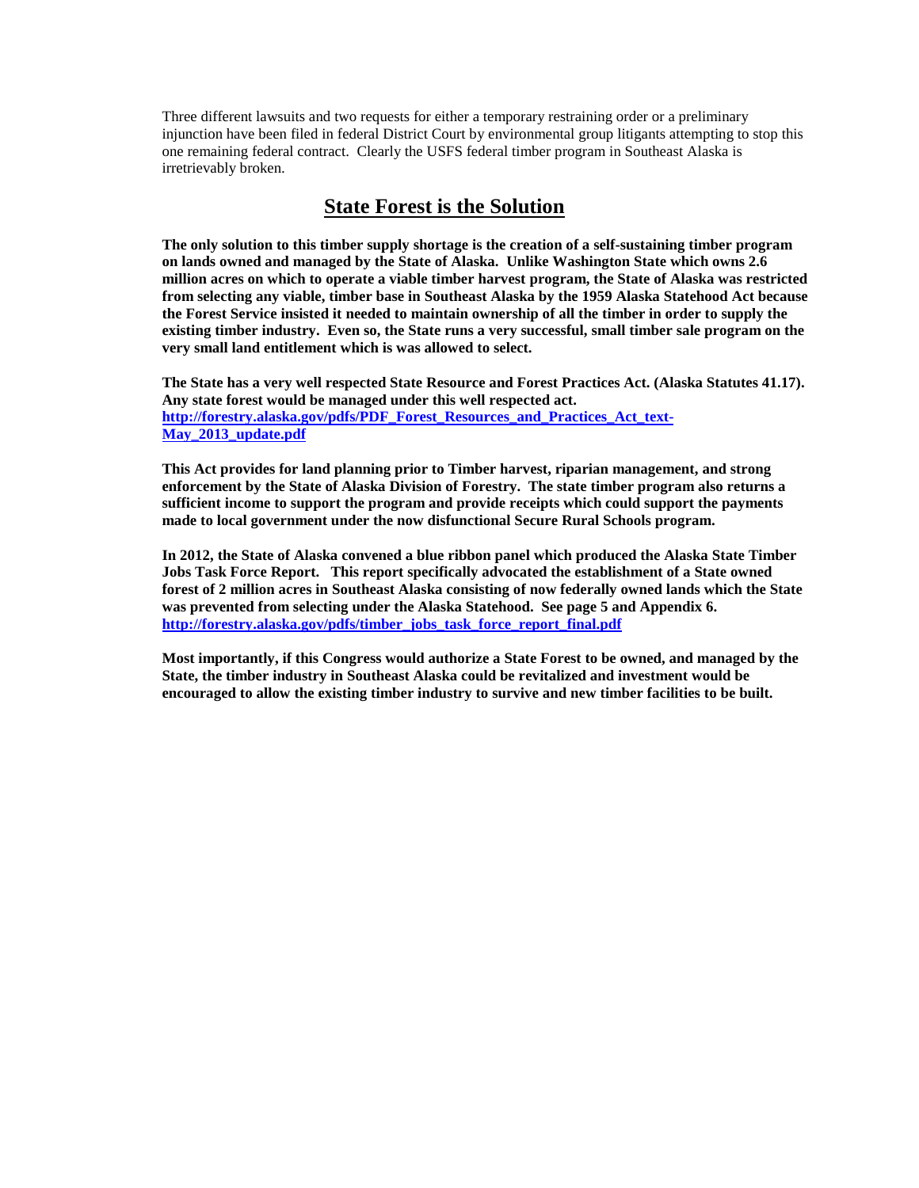Three different lawsuits and two requests for either a temporary restraining order or a preliminary injunction have been filed in federal District Court by environmental group litigants attempting to stop this one remaining federal contract. Clearly the USFS federal timber program in Southeast Alaska is irretrievably broken.

## State Forest is the Solution

**The only solution to this timber supply shortage is the creation of a self-sustaining timber program on lands owned and managed by the State of Alaska. Unlike Washington State which owns 2.6 million acres on which to operate a viable timber harvest program, the State of Alaska was restricted from selecting any viable, timber base in Southeast Alaska by the 1959 Alaska Statehood Act because the Forest Service insisted it needed to maintain ownership of all the timber in order to supply the existing timber industry. Even so, the State runs a very successful, small timber sale program on the very small land entitlement which is was allowed to select.**

**The State has a very well respected State Resource and Forest Practices Act. (Alaska Statutes 41.17). Any state forest would be managed under this well respected act.**
**[http://forestry.alaska.gov/pdfs/PDF_Forest_Resources_and_Practices_Act_text-May_2013_update.pdf](http://forestry.alaska.gov/pdfs/PDF_Forest_Resources_and_Practices_Act_text-May_2013_update.pdf)**

**This Act provides for land planning prior to Timber harvest, riparian management, and strong enforcement by the State of Alaska Division of Forestry. The state timber program also returns a sufficient income to support the program and provide receipts which could support the payments made to local government under the now disfunctional Secure Rural Schools program.**

**In 2012, the State of Alaska convened a blue ribbon panel which produced the Alaska State Timber Jobs Task Force Report. This report specifically advocated the establishment of a State owned forest of 2 million acres in Southeast Alaska consisting of now federally owned lands which the State was prevented from selecting under the Alaska Statehood. See page 5 and Appendix 6.**
**[http://forestry.alaska.gov/pdfs/timber_jobs_task_force_report_final.pdf](http://forestry.alaska.gov/pdfs/timber_jobs_task_force_report_final.pdf)**

**Most importantly, if this Congress would authorize a State Forest to be owned, and managed by the State, the timber industry in Southeast Alaska could be revitalized and investment would be encouraged to allow the existing timber industry to survive and new timber facilities to be built.**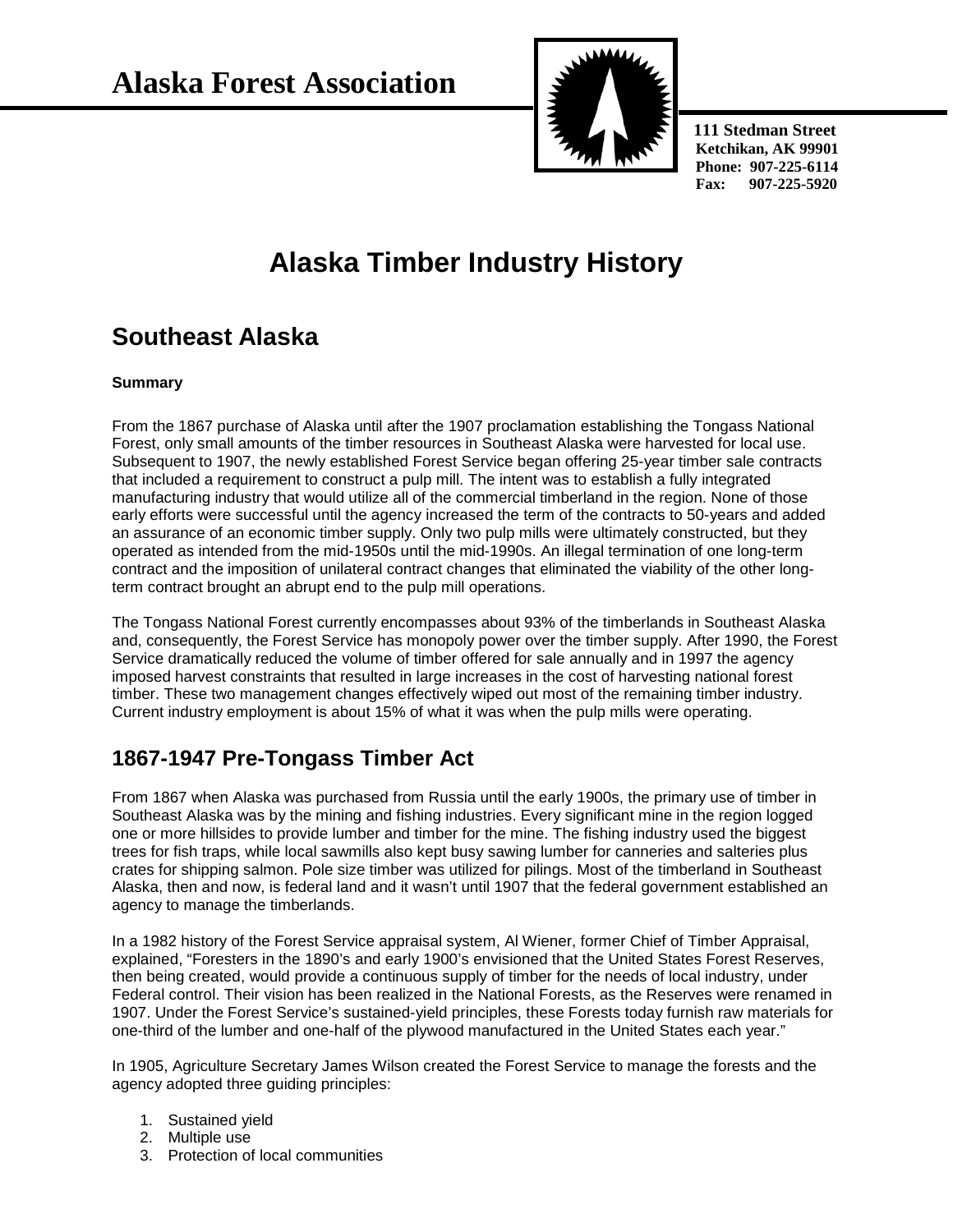# Alaska Forest Association

111 Stedman Street
Ketchikan, AK 99901
Phone: 907-225-6114
Fax: 907-225-5920

# Alaska Timber Industry History

## Southeast Alaska

**Summary**

From the 1867 purchase of Alaska until after the 1907 proclamation establishing the Tongass National Forest, only small amounts of the timber resources in Southeast Alaska were harvested for local use. Subsequent to 1907, the newly established Forest Service began offering 25-year timber sale contracts that included a requirement to construct a pulp mill. The intent was to establish a fully integrated manufacturing industry that would utilize all of the commercial timberland in the region. None of those early efforts were successful until the agency increased the term of the contracts to 50-years and added an assurance of an economic timber supply. Only two pulp mills were ultimately constructed, but they operated as intended from the mid-1950s until the mid-1990s. An illegal termination of one long-term contract and the imposition of unilateral contract changes that eliminated the viability of the other long-term contract brought an abrupt end to the pulp mill operations.

The Tongass National Forest currently encompasses about 93% of the timberlands in Southeast Alaska and, consequently, the Forest Service has monopoly power over the timber supply. After 1990, the Forest Service dramatically reduced the volume of timber offered for sale annually and in 1997 the agency imposed harvest constraints that resulted in large increases in the cost of harvesting national forest timber. These two management changes effectively wiped out most of the remaining timber industry. Current industry employment is about 15% of what it was when the pulp mills were operating.

## 1867-1947 Pre-Tongass Timber Act

From 1867 when Alaska was purchased from Russia until the early 1900s, the primary use of timber in Southeast Alaska was by the mining and fishing industries. Every significant mine in the region logged one or more hillsides to provide lumber and timber for the mine. The fishing industry used the biggest trees for fish traps, while local sawmills also kept busy sawing lumber for canneries and salteries plus crates for shipping salmon. Pole size timber was utilized for pilings. Most of the timberland in Southeast Alaska, then and now, is federal land and it wasn't until 1907 that the federal government established an agency to manage the timberlands.

In a 1982 history of the Forest Service appraisal system, Al Wiener, former Chief of Timber Appraisal, explained, "Foresters in the 1890's and early 1900's envisioned that the United States Forest Reserves, then being created, would provide a continuous supply of timber for the needs of local industry, under Federal control. Their vision has been realized in the National Forests, as the Reserves were renamed in 1907. Under the Forest Service's sustained-yield principles, these Forests today furnish raw materials for one-third of the lumber and one-half of the plywood manufactured in the United States each year."

In 1905, Agriculture Secretary James Wilson created the Forest Service to manage the forests and the agency adopted three guiding principles:

1. Sustained yield
2. Multiple use
3. Protection of local communities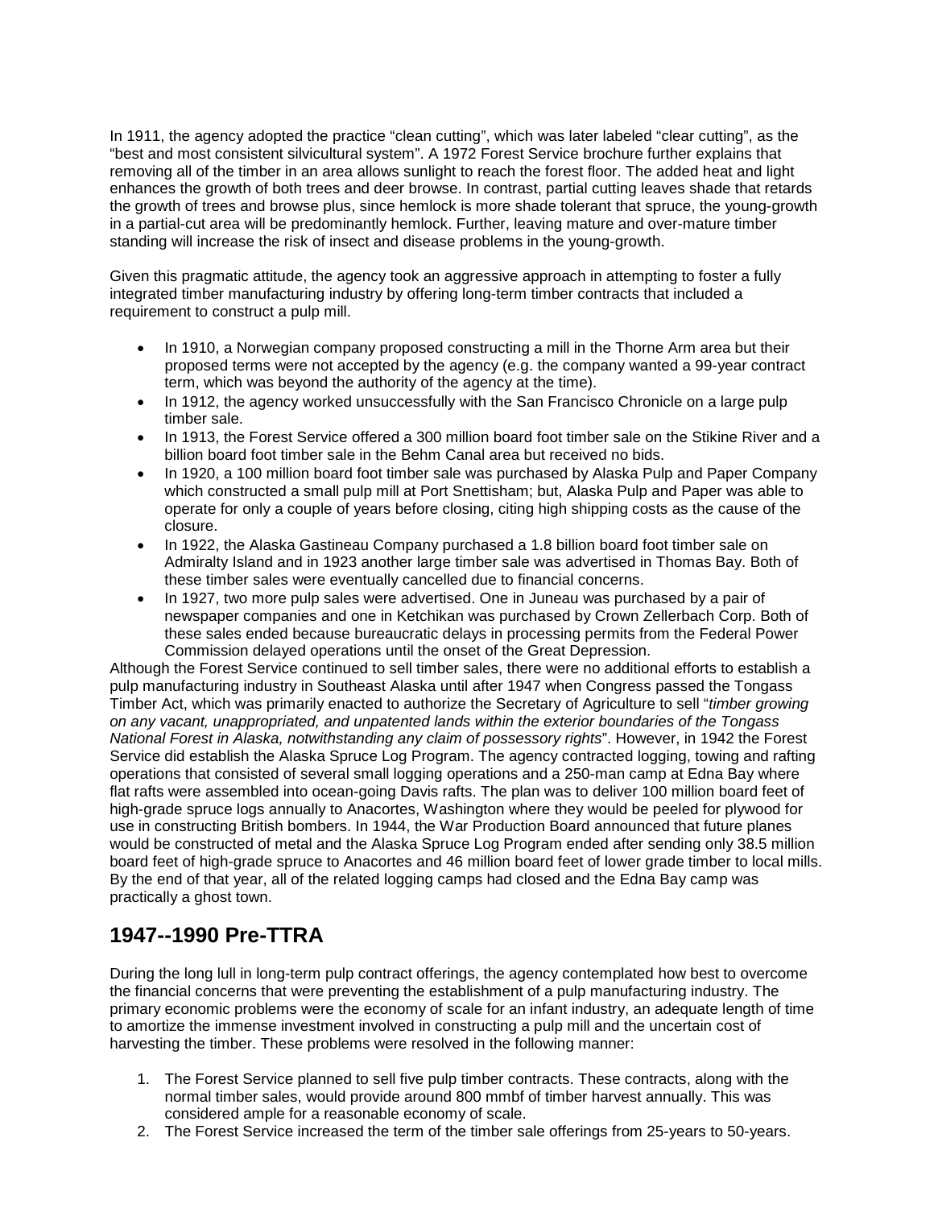In 1911, the agency adopted the practice “clean cutting”, which was later labeled “clear cutting”, as the “best and most consistent silvicultural system”. A 1972 Forest Service brochure further explains that removing all of the timber in an area allows sunlight to reach the forest floor. The added heat and light enhances the growth of both trees and deer browse. In contrast, partial cutting leaves shade that retards the growth of trees and browse plus, since hemlock is more shade tolerant that spruce, the young-growth in a partial-cut area will be predominantly hemlock. Further, leaving mature and over-mature timber standing will increase the risk of insect and disease problems in the young-growth.

Given this pragmatic attitude, the agency took an aggressive approach in attempting to foster a fully integrated timber manufacturing industry by offering long-term timber contracts that included a requirement to construct a pulp mill.

- In 1910, a Norwegian company proposed constructing a mill in the Thorne Arm area but their proposed terms were not accepted by the agency (e.g. the company wanted a 99-year contract term, which was beyond the authority of the agency at the time).
- In 1912, the agency worked unsuccessfully with the San Francisco Chronicle on a large pulp timber sale.
- In 1913, the Forest Service offered a 300 million board foot timber sale on the Stikine River and a billion board foot timber sale in the Behm Canal area but received no bids.
- In 1920, a 100 million board foot timber sale was purchased by Alaska Pulp and Paper Company which constructed a small pulp mill at Port Snettisham; but, Alaska Pulp and Paper was able to operate for only a couple of years before closing, citing high shipping costs as the cause of the closure.
- In 1922, the Alaska Gastineau Company purchased a 1.8 billion board foot timber sale on Admiralty Island and in 1923 another large timber sale was advertised in Thomas Bay. Both of these timber sales were eventually cancelled due to financial concerns.
- In 1927, two more pulp sales were advertised. One in Juneau was purchased by a pair of newspaper companies and one in Ketchikan was purchased by Crown Zellerbach Corp. Both of these sales ended because bureaucratic delays in processing permits from the Federal Power Commission delayed operations until the onset of the Great Depression.

Although the Forest Service continued to sell timber sales, there were no additional efforts to establish a pulp manufacturing industry in Southeast Alaska until after 1947 when Congress passed the Tongass Timber Act, which was primarily enacted to authorize the Secretary of Agriculture to sell “*timber growing on any vacant, unappropriated, and unpatented lands within the exterior boundaries of the Tongass National Forest in Alaska, notwithstanding any claim of possessory rights*”. However, in 1942 the Forest Service did establish the Alaska Spruce Log Program. The agency contracted logging, towing and rafting operations that consisted of several small logging operations and a 250-man camp at Edna Bay where flat rafts were assembled into ocean-going Davis rafts. The plan was to deliver 100 million board feet of high-grade spruce logs annually to Anacortes, Washington where they would be peeled for plywood for use in constructing British bombers. In 1944, the War Production Board announced that future planes would be constructed of metal and the Alaska Spruce Log Program ended after sending only 38.5 million board feet of high-grade spruce to Anacortes and 46 million board feet of lower grade timber to local mills. By the end of that year, all of the related logging camps had closed and the Edna Bay camp was practically a ghost town.

## 1947--1990 Pre-TTRA

During the long lull in long-term pulp contract offerings, the agency contemplated how best to overcome the financial concerns that were preventing the establishment of a pulp manufacturing industry. The primary economic problems were the economy of scale for an infant industry, an adequate length of time to amortize the immense investment involved in constructing a pulp mill and the uncertain cost of harvesting the timber. These problems were resolved in the following manner:

1. The Forest Service planned to sell five pulp timber contracts. These contracts, along with the normal timber sales, would provide around 800 mmbf of timber harvest annually. This was considered ample for a reasonable economy of scale.
2. The Forest Service increased the term of the timber sale offerings from 25-years to 50-years.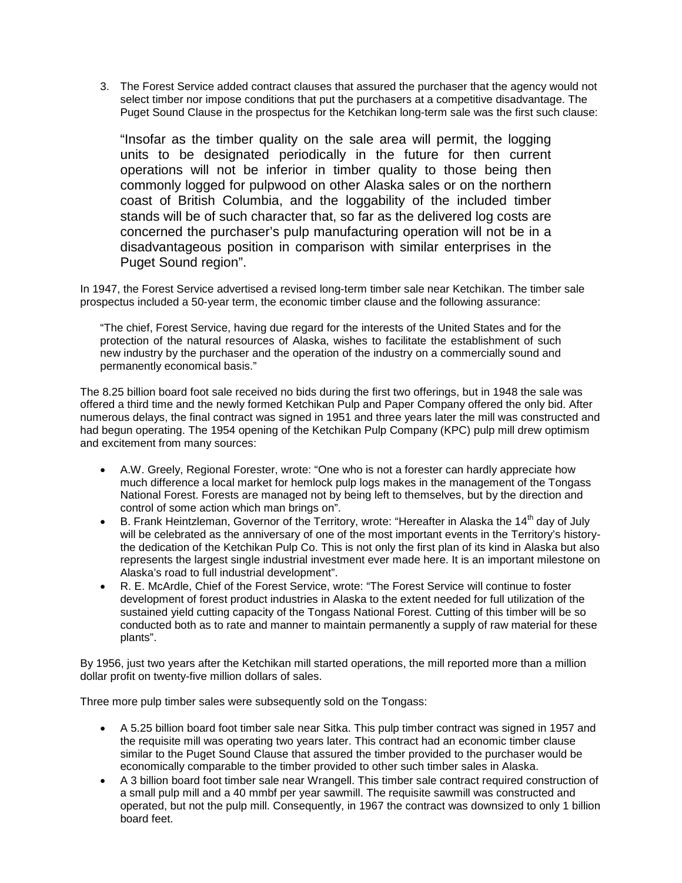3. The Forest Service added contract clauses that assured the purchaser that the agency would not select timber nor impose conditions that put the purchasers at a competitive disadvantage. The Puget Sound Clause in the prospectus for the Ketchikan long-term sale was the first such clause:

   > "Insofar as the timber quality on the sale area will permit, the logging units to be designated periodically in the future for then current operations will not be inferior in timber quality to those being then commonly logged for pulpwood on other Alaska sales or on the northern coast of British Columbia, and the loggability of the included timber stands will be of such character that, so far as the delivered log costs are concerned the purchaser's pulp manufacturing operation will not be in a disadvantageous position in comparison with similar enterprises in the Puget Sound region".

In 1947, the Forest Service advertised a revised long-term timber sale near Ketchikan. The timber sale prospectus included a 50-year term, the economic timber clause and the following assurance:

> "The chief, Forest Service, having due regard for the interests of the United States and for the protection of the natural resources of Alaska, wishes to facilitate the establishment of such new industry by the purchaser and the operation of the industry on a commercially sound and permanently economical basis."

The 8.25 billion board foot sale received no bids during the first two offerings, but in 1948 the sale was offered a third time and the newly formed Ketchikan Pulp and Paper Company offered the only bid. After numerous delays, the final contract was signed in 1951 and three years later the mill was constructed and had begun operating. The 1954 opening of the Ketchikan Pulp Company (KPC) pulp mill drew optimism and excitement from many sources:

- A.W. Greely, Regional Forester, wrote: "One who is not a forester can hardly appreciate how much difference a local market for hemlock pulp logs makes in the management of the Tongass National Forest. Forests are managed not by being left to themselves, but by the direction and control of some action which man brings on".
- B. Frank Heintzleman, Governor of the Territory, wrote: "Hereafter in Alaska the 14th day of July will be celebrated as the anniversary of one of the most important events in the Territory's history-the dedication of the Ketchikan Pulp Co. This is not only the first plan of its kind in Alaska but also represents the largest single industrial investment ever made here. It is an important milestone on Alaska's road to full industrial development".
- R. E. McArdle, Chief of the Forest Service, wrote: "The Forest Service will continue to foster development of forest product industries in Alaska to the extent needed for full utilization of the sustained yield cutting capacity of the Tongass National Forest. Cutting of this timber will be so conducted both as to rate and manner to maintain permanently a supply of raw material for these plants".

By 1956, just two years after the Ketchikan mill started operations, the mill reported more than a million dollar profit on twenty-five million dollars of sales.

Three more pulp timber sales were subsequently sold on the Tongass:

- A 5.25 billion board foot timber sale near Sitka. This pulp timber contract was signed in 1957 and the requisite mill was operating two years later. This contract had an economic timber clause similar to the Puget Sound Clause that assured the timber provided to the purchaser would be economically comparable to the timber provided to other such timber sales in Alaska.
- A 3 billion board foot timber sale near Wrangell. This timber sale contract required construction of a small pulp mill and a 40 mmbf per year sawmill. The requisite sawmill was constructed and operated, but not the pulp mill. Consequently, in 1967 the contract was downsized to only 1 billion board feet.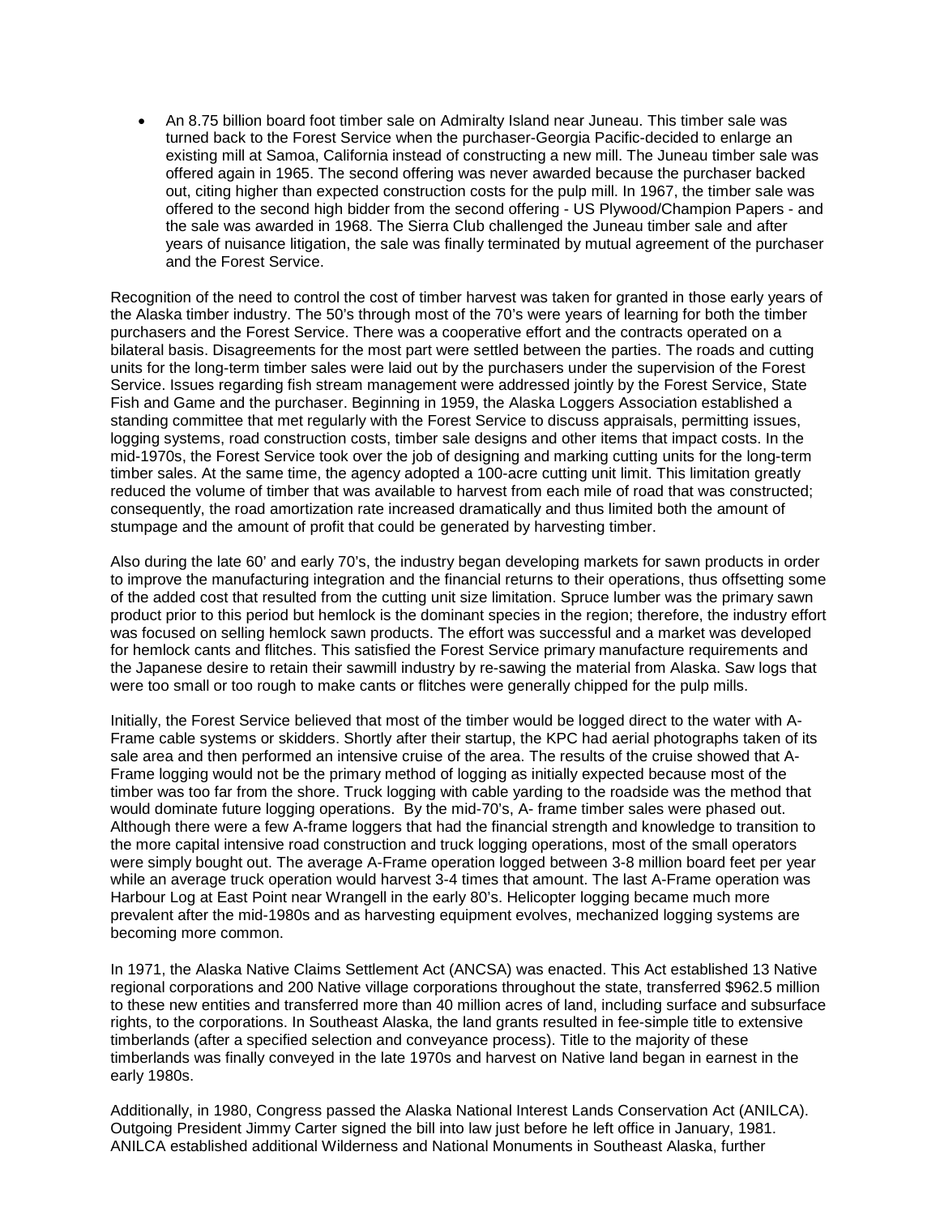- An 8.75 billion board foot timber sale on Admiralty Island near Juneau. This timber sale was turned back to the Forest Service when the purchaser-Georgia Pacific-decided to enlarge an existing mill at Samoa, California instead of constructing a new mill. The Juneau timber sale was offered again in 1965. The second offering was never awarded because the purchaser backed out, citing higher than expected construction costs for the pulp mill. In 1967, the timber sale was offered to the second high bidder from the second offering - US Plywood/Champion Papers - and the sale was awarded in 1968. The Sierra Club challenged the Juneau timber sale and after years of nuisance litigation, the sale was finally terminated by mutual agreement of the purchaser and the Forest Service.

Recognition of the need to control the cost of timber harvest was taken for granted in those early years of the Alaska timber industry. The 50's through most of the 70's were years of learning for both the timber purchasers and the Forest Service. There was a cooperative effort and the contracts operated on a bilateral basis. Disagreements for the most part were settled between the parties. The roads and cutting units for the long-term timber sales were laid out by the purchasers under the supervision of the Forest Service. Issues regarding fish stream management were addressed jointly by the Forest Service, State Fish and Game and the purchaser. Beginning in 1959, the Alaska Loggers Association established a standing committee that met regularly with the Forest Service to discuss appraisals, permitting issues, logging systems, road construction costs, timber sale designs and other items that impact costs. In the mid-1970s, the Forest Service took over the job of designing and marking cutting units for the long-term timber sales. At the same time, the agency adopted a 100-acre cutting unit limit. This limitation greatly reduced the volume of timber that was available to harvest from each mile of road that was constructed; consequently, the road amortization rate increased dramatically and thus limited both the amount of stumpage and the amount of profit that could be generated by harvesting timber.

Also during the late 60' and early 70's, the industry began developing markets for sawn products in order to improve the manufacturing integration and the financial returns to their operations, thus offsetting some of the added cost that resulted from the cutting unit size limitation. Spruce lumber was the primary sawn product prior to this period but hemlock is the dominant species in the region; therefore, the industry effort was focused on selling hemlock sawn products. The effort was successful and a market was developed for hemlock cants and flitches. This satisfied the Forest Service primary manufacture requirements and the Japanese desire to retain their sawmill industry by re-sawing the material from Alaska. Saw logs that were too small or too rough to make cants or flitches were generally chipped for the pulp mills.

Initially, the Forest Service believed that most of the timber would be logged direct to the water with A-Frame cable systems or skidders. Shortly after their startup, the KPC had aerial photographs taken of its sale area and then performed an intensive cruise of the area. The results of the cruise showed that A-Frame logging would not be the primary method of logging as initially expected because most of the timber was too far from the shore. Truck logging with cable yarding to the roadside was the method that would dominate future logging operations. By the mid-70's, A- frame timber sales were phased out. Although there were a few A-frame loggers that had the financial strength and knowledge to transition to the more capital intensive road construction and truck logging operations, most of the small operators were simply bought out. The average A-Frame operation logged between 3-8 million board feet per year while an average truck operation would harvest 3-4 times that amount. The last A-Frame operation was Harbour Log at East Point near Wrangell in the early 80's. Helicopter logging became much more prevalent after the mid-1980s and as harvesting equipment evolves, mechanized logging systems are becoming more common.

In 1971, the Alaska Native Claims Settlement Act (ANCSA) was enacted. This Act established 13 Native regional corporations and 200 Native village corporations throughout the state, transferred $962.5 million to these new entities and transferred more than 40 million acres of land, including surface and subsurface rights, to the corporations. In Southeast Alaska, the land grants resulted in fee-simple title to extensive timberlands (after a specified selection and conveyance process). Title to the majority of these timberlands was finally conveyed in the late 1970s and harvest on Native land began in earnest in the early 1980s.

Additionally, in 1980, Congress passed the Alaska National Interest Lands Conservation Act (ANILCA). Outgoing President Jimmy Carter signed the bill into law just before he left office in January, 1981. ANILCA established additional Wilderness and National Monuments in Southeast Alaska, further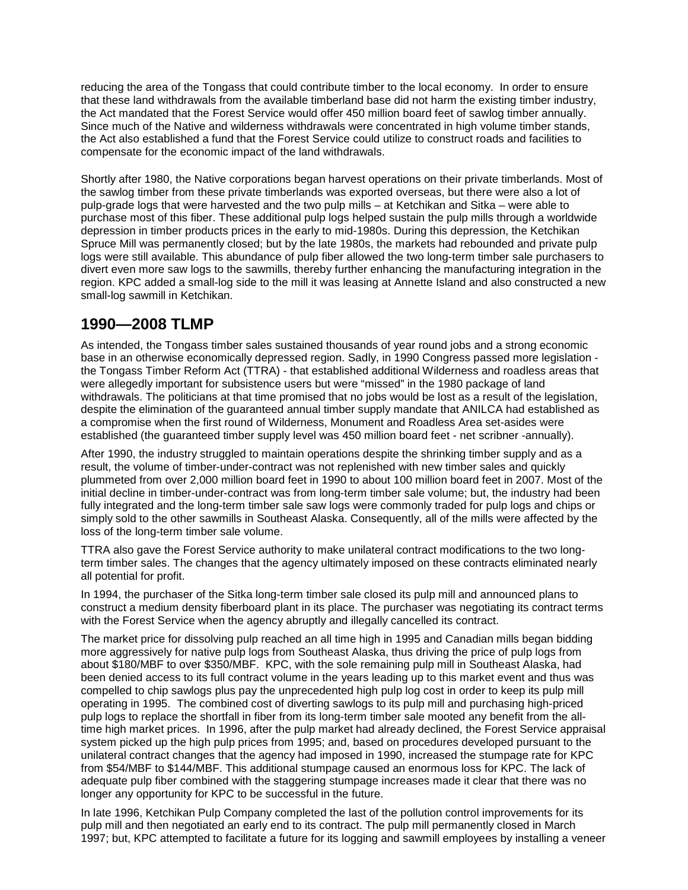reducing the area of the Tongass that could contribute timber to the local economy. In order to ensure that these land withdrawals from the available timberland base did not harm the existing timber industry, the Act mandated that the Forest Service would offer 450 million board feet of sawlog timber annually. Since much of the Native and wilderness withdrawals were concentrated in high volume timber stands, the Act also established a fund that the Forest Service could utilize to construct roads and facilities to compensate for the economic impact of the land withdrawals.

Shortly after 1980, the Native corporations began harvest operations on their private timberlands. Most of the sawlog timber from these private timberlands was exported overseas, but there were also a lot of pulp-grade logs that were harvested and the two pulp mills – at Ketchikan and Sitka – were able to purchase most of this fiber. These additional pulp logs helped sustain the pulp mills through a worldwide depression in timber products prices in the early to mid-1980s. During this depression, the Ketchikan Spruce Mill was permanently closed; but by the late 1980s, the markets had rebounded and private pulp logs were still available. This abundance of pulp fiber allowed the two long-term timber sale purchasers to divert even more saw logs to the sawmills, thereby further enhancing the manufacturing integration in the region. KPC added a small-log side to the mill it was leasing at Annette Island and also constructed a new small-log sawmill in Ketchikan.

## 1990—2008 TLMP

As intended, the Tongass timber sales sustained thousands of year round jobs and a strong economic base in an otherwise economically depressed region. Sadly, in 1990 Congress passed more legislation - the Tongass Timber Reform Act (TTRA) - that established additional Wilderness and roadless areas that were allegedly important for subsistence users but were "missed" in the 1980 package of land withdrawals. The politicians at that time promised that no jobs would be lost as a result of the legislation, despite the elimination of the guaranteed annual timber supply mandate that ANILCA had established as a compromise when the first round of Wilderness, Monument and Roadless Area set-asides were established (the guaranteed timber supply level was 450 million board feet - net scribner -annually).

After 1990, the industry struggled to maintain operations despite the shrinking timber supply and as a result, the volume of timber-under-contract was not replenished with new timber sales and quickly plummeted from over 2,000 million board feet in 1990 to about 100 million board feet in 2007. Most of the initial decline in timber-under-contract was from long-term timber sale volume; but, the industry had been fully integrated and the long-term timber sale saw logs were commonly traded for pulp logs and chips or simply sold to the other sawmills in Southeast Alaska. Consequently, all of the mills were affected by the loss of the long-term timber sale volume.

TTRA also gave the Forest Service authority to make unilateral contract modifications to the two long-term timber sales. The changes that the agency ultimately imposed on these contracts eliminated nearly all potential for profit.

In 1994, the purchaser of the Sitka long-term timber sale closed its pulp mill and announced plans to construct a medium density fiberboard plant in its place. The purchaser was negotiating its contract terms with the Forest Service when the agency abruptly and illegally cancelled its contract.

The market price for dissolving pulp reached an all time high in 1995 and Canadian mills began bidding more aggressively for native pulp logs from Southeast Alaska, thus driving the price of pulp logs from about $180/MBF to over $350/MBF. KPC, with the sole remaining pulp mill in Southeast Alaska, had been denied access to its full contract volume in the years leading up to this market event and thus was compelled to chip sawlogs plus pay the unprecedented high pulp log cost in order to keep its pulp mill operating in 1995. The combined cost of diverting sawlogs to its pulp mill and purchasing high-priced pulp logs to replace the shortfall in fiber from its long-term timber sale mooted any benefit from the all-time high market prices. In 1996, after the pulp market had already declined, the Forest Service appraisal system picked up the high pulp prices from 1995; and, based on procedures developed pursuant to the unilateral contract changes that the agency had imposed in 1990, increased the stumpage rate for KPC from $54/MBF to $144/MBF. This additional stumpage caused an enormous loss for KPC. The lack of adequate pulp fiber combined with the staggering stumpage increases made it clear that there was no longer any opportunity for KPC to be successful in the future.

In late 1996, Ketchikan Pulp Company completed the last of the pollution control improvements for its pulp mill and then negotiated an early end to its contract. The pulp mill permanently closed in March 1997; but, KPC attempted to facilitate a future for its logging and sawmill employees by installing a veneer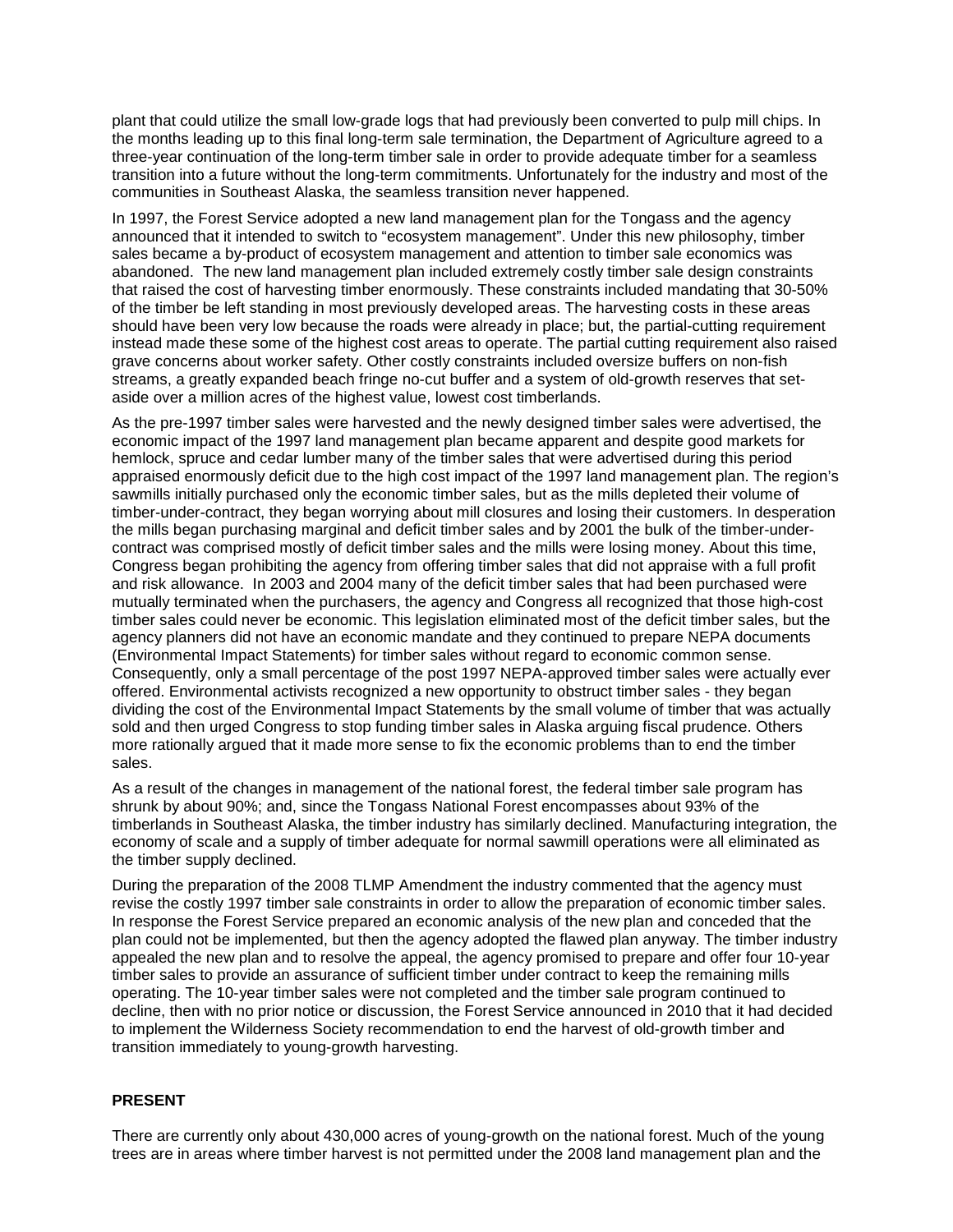plant that could utilize the small low-grade logs that had previously been converted to pulp mill chips. In the months leading up to this final long-term sale termination, the Department of Agriculture agreed to a three-year continuation of the long-term timber sale in order to provide adequate timber for a seamless transition into a future without the long-term commitments. Unfortunately for the industry and most of the communities in Southeast Alaska, the seamless transition never happened.

In 1997, the Forest Service adopted a new land management plan for the Tongass and the agency announced that it intended to switch to "ecosystem management". Under this new philosophy, timber sales became a by-product of ecosystem management and attention to timber sale economics was abandoned. The new land management plan included extremely costly timber sale design constraints that raised the cost of harvesting timber enormously. These constraints included mandating that 30-50% of the timber be left standing in most previously developed areas. The harvesting costs in these areas should have been very low because the roads were already in place; but, the partial-cutting requirement instead made these some of the highest cost areas to operate. The partial cutting requirement also raised grave concerns about worker safety. Other costly constraints included oversize buffers on non-fish streams, a greatly expanded beach fringe no-cut buffer and a system of old-growth reserves that set-aside over a million acres of the highest value, lowest cost timberlands.

As the pre-1997 timber sales were harvested and the newly designed timber sales were advertised, the economic impact of the 1997 land management plan became apparent and despite good markets for hemlock, spruce and cedar lumber many of the timber sales that were advertised during this period appraised enormously deficit due to the high cost impact of the 1997 land management plan. The region's sawmills initially purchased only the economic timber sales, but as the mills depleted their volume of timber-under-contract, they began worrying about mill closures and losing their customers. In desperation the mills began purchasing marginal and deficit timber sales and by 2001 the bulk of the timber-under-contract was comprised mostly of deficit timber sales and the mills were losing money. About this time, Congress began prohibiting the agency from offering timber sales that did not appraise with a full profit and risk allowance. In 2003 and 2004 many of the deficit timber sales that had been purchased were mutually terminated when the purchasers, the agency and Congress all recognized that those high-cost timber sales could never be economic. This legislation eliminated most of the deficit timber sales, but the agency planners did not have an economic mandate and they continued to prepare NEPA documents (Environmental Impact Statements) for timber sales without regard to economic common sense. Consequently, only a small percentage of the post 1997 NEPA-approved timber sales were actually ever offered. Environmental activists recognized a new opportunity to obstruct timber sales - they began dividing the cost of the Environmental Impact Statements by the small volume of timber that was actually sold and then urged Congress to stop funding timber sales in Alaska arguing fiscal prudence. Others more rationally argued that it made more sense to fix the economic problems than to end the timber sales.

As a result of the changes in management of the national forest, the federal timber sale program has shrunk by about 90%; and, since the Tongass National Forest encompasses about 93% of the timberlands in Southeast Alaska, the timber industry has similarly declined. Manufacturing integration, the economy of scale and a supply of timber adequate for normal sawmill operations were all eliminated as the timber supply declined.

During the preparation of the 2008 TLMP Amendment the industry commented that the agency must revise the costly 1997 timber sale constraints in order to allow the preparation of economic timber sales. In response the Forest Service prepared an economic analysis of the new plan and conceded that the plan could not be implemented, but then the agency adopted the flawed plan anyway. The timber industry appealed the new plan and to resolve the appeal, the agency promised to prepare and offer four 10-year timber sales to provide an assurance of sufficient timber under contract to keep the remaining mills operating. The 10-year timber sales were not completed and the timber sale program continued to decline, then with no prior notice or discussion, the Forest Service announced in 2010 that it had decided to implement the Wilderness Society recommendation to end the harvest of old-growth timber and transition immediately to young-growth harvesting.

**PRESENT**

There are currently only about 430,000 acres of young-growth on the national forest. Much of the young trees are in areas where timber harvest is not permitted under the 2008 land management plan and the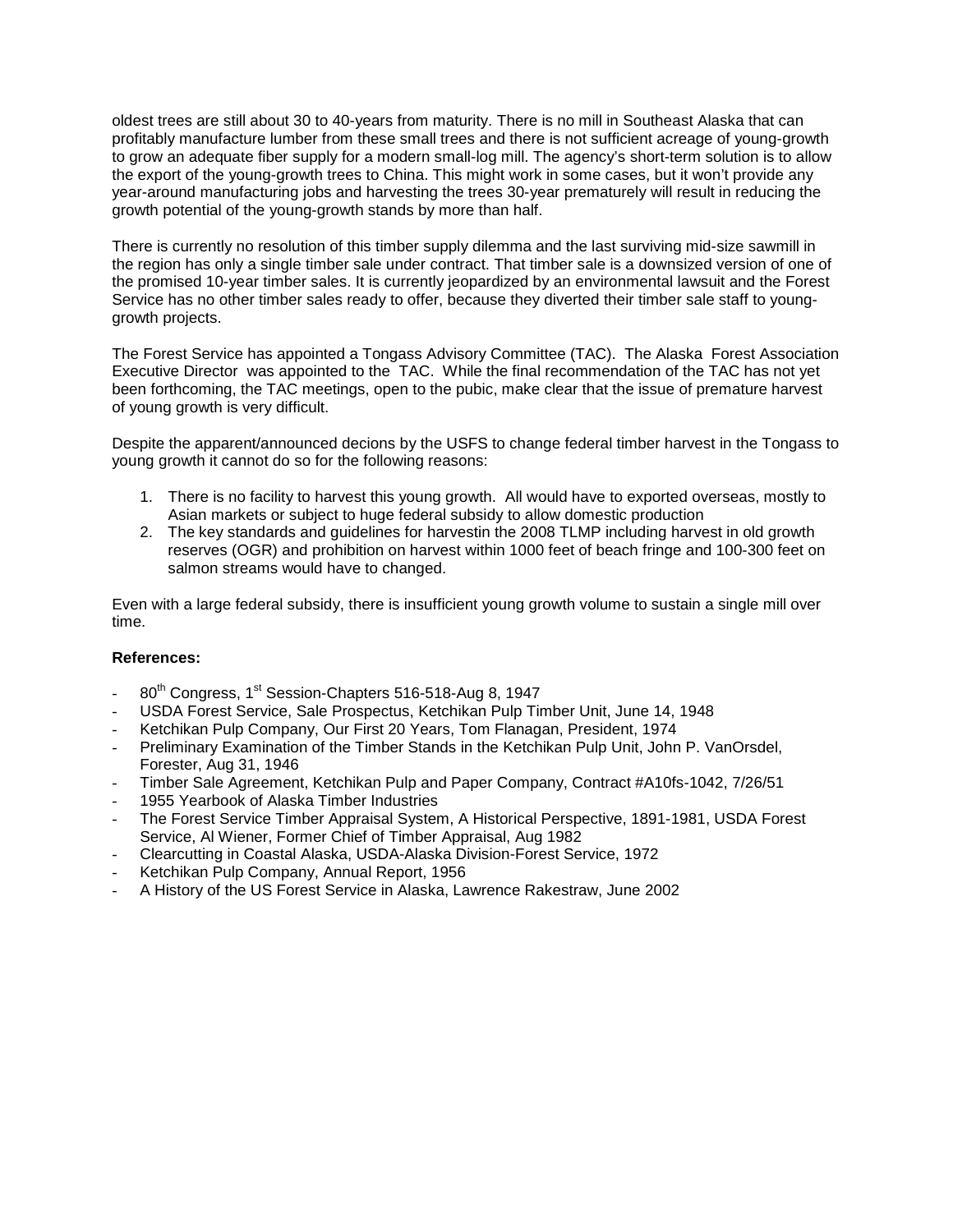oldest trees are still about 30 to 40-years from maturity. There is no mill in Southeast Alaska that can profitably manufacture lumber from these small trees and there is not sufficient acreage of young-growth to grow an adequate fiber supply for a modern small-log mill. The agency's short-term solution is to allow the export of the young-growth trees to China. This might work in some cases, but it won't provide any year-around manufacturing jobs and harvesting the trees 30-year prematurely will result in reducing the growth potential of the young-growth stands by more than half.

There is currently no resolution of this timber supply dilemma and the last surviving mid-size sawmill in the region has only a single timber sale under contract. That timber sale is a downsized version of one of the promised 10-year timber sales. It is currently jeopardized by an environmental lawsuit and the Forest Service has no other timber sales ready to offer, because they diverted their timber sale staff to young-growth projects.

The Forest Service has appointed a Tongass Advisory Committee (TAC). The Alaska Forest Association Executive Director was appointed to the TAC. While the final recommendation of the TAC has not yet been forthcoming, the TAC meetings, open to the pubic, make clear that the issue of premature harvest of young growth is very difficult.

Despite the apparent/announced decions by the USFS to change federal timber harvest in the Tongass to young growth it cannot do so for the following reasons:

1. There is no facility to harvest this young growth. All would have to exported overseas, mostly to Asian markets or subject to huge federal subsidy to allow domestic production
2. The key standards and guidelines for harvestin the 2008 TLMP including harvest in old growth reserves (OGR) and prohibition on harvest within 1000 feet of beach fringe and 100-300 feet on salmon streams would have to changed.

Even with a large federal subsidy, there is insufficient young growth volume to sustain a single mill over time.

**References:**

- 80th Congress, 1st Session-Chapters 516-518-Aug 8, 1947
- USDA Forest Service, Sale Prospectus, Ketchikan Pulp Timber Unit, June 14, 1948
- Ketchikan Pulp Company, Our First 20 Years, Tom Flanagan, President, 1974
- Preliminary Examination of the Timber Stands in the Ketchikan Pulp Unit, John P. VanOrsdel, Forester, Aug 31, 1946
- Timber Sale Agreement, Ketchikan Pulp and Paper Company, Contract #A10fs-1042, 7/26/51
- 1955 Yearbook of Alaska Timber Industries
- The Forest Service Timber Appraisal System, A Historical Perspective, 1891-1981, USDA Forest Service, Al Wiener, Former Chief of Timber Appraisal, Aug 1982
- Clearcutting in Coastal Alaska, USDA-Alaska Division-Forest Service, 1972
- Ketchikan Pulp Company, Annual Report, 1956
- A History of the US Forest Service in Alaska, Lawrence Rakestraw, June 2002